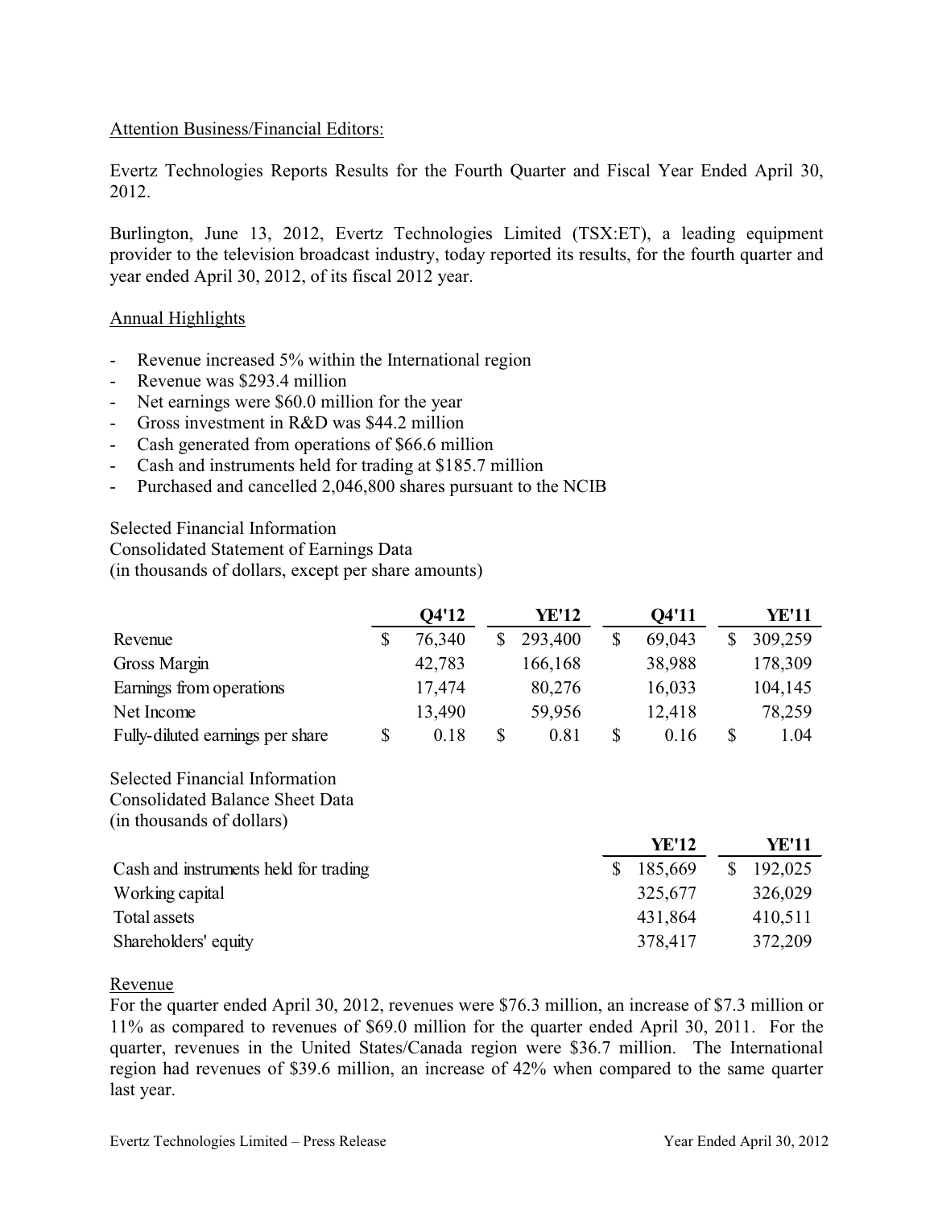Attention Business/Financial Editors:

Evertz Technologies Reports Results for the Fourth Quarter and Fiscal Year Ended April 30, 2012.

Burlington, June 13, 2012, Evertz Technologies Limited (TSX:ET), a leading equipment provider to the television broadcast industry, today reported its results, for the fourth quarter and year ended April 30, 2012, of its fiscal 2012 year.

## Annual Highlights

- Revenue increased 5% within the International region
- Revenue was $293.4 million
- Net earnings were $60.0 million for the year
- Gross investment in R&D was $44.2 million
- Cash generated from operations of $66.6 million
- Cash and instruments held for trading at $185.7 million
- Purchased and cancelled 2,046,800 shares pursuant to the NCIB

Selected Financial Information
Consolidated Statement of Earnings Data
(in thousands of dollars, except per share amounts)

| | Q4'12 | YE'12 | Q4'11 | YE'11 |
|---|---|---|---|---|
| Revenue | $ 76,340 | $ 293,400 | $ 69,043 | $ 309,259 |
| Gross Margin | 42,783 | 166,168 | 38,988 | 178,309 |
| Earnings from operations | 17,474 | 80,276 | 16,033 | 104,145 |
| Net Income | 13,490 | 59,956 | 12,418 | 78,259 |
| Fully-diluted earnings per share | $ 0.18 | $ 0.81 | $ 0.16 | $ 1.04 |

Selected Financial Information
Consolidated Balance Sheet Data
(in thousands of dollars)

| | YE'12 | YE'11 |
|---|---|---|
| Cash and instruments held for trading | $ 185,669 | $ 192,025 |
| Working capital | 325,677 | 326,029 |
| Total assets | 431,864 | 410,511 |
| Shareholders' equity | 378,417 | 372,209 |

## Revenue

For the quarter ended April 30, 2012, revenues were $76.3 million, an increase of $7.3 million or 11% as compared to revenues of $69.0 million for the quarter ended April 30, 2011. For the quarter, revenues in the United States/Canada region were $36.7 million. The International region had revenues of $39.6 million, an increase of 42% when compared to the same quarter last year.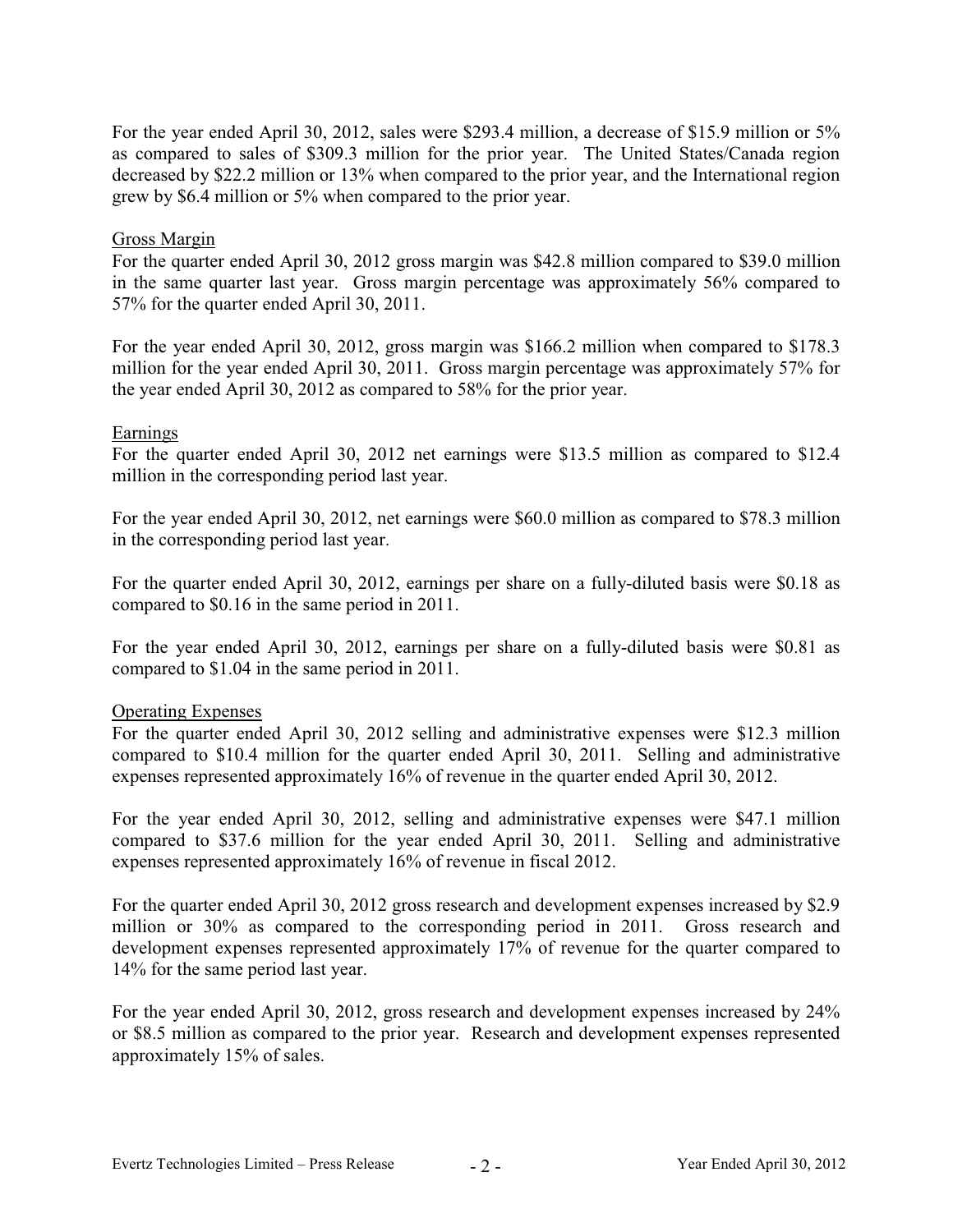For the year ended April 30, 2012, sales were $293.4 million, a decrease of $15.9 million or 5% as compared to sales of $309.3 million for the prior year. The United States/Canada region decreased by $22.2 million or 13% when compared to the prior year, and the International region grew by $6.4 million or 5% when compared to the prior year.

## Gross Margin

For the quarter ended April 30, 2012 gross margin was $42.8 million compared to $39.0 million in the same quarter last year. Gross margin percentage was approximately 56% compared to 57% for the quarter ended April 30, 2011.

For the year ended April 30, 2012, gross margin was $166.2 million when compared to $178.3 million for the year ended April 30, 2011. Gross margin percentage was approximately 57% for the year ended April 30, 2012 as compared to 58% for the prior year.

## Earnings

For the quarter ended April 30, 2012 net earnings were $13.5 million as compared to $12.4 million in the corresponding period last year.

For the year ended April 30, 2012, net earnings were $60.0 million as compared to $78.3 million in the corresponding period last year.

For the quarter ended April 30, 2012, earnings per share on a fully-diluted basis were $0.18 as compared to $0.16 in the same period in 2011.

For the year ended April 30, 2012, earnings per share on a fully-diluted basis were $0.81 as compared to $1.04 in the same period in 2011.

## Operating Expenses

For the quarter ended April 30, 2012 selling and administrative expenses were $12.3 million compared to $10.4 million for the quarter ended April 30, 2011. Selling and administrative expenses represented approximately 16% of revenue in the quarter ended April 30, 2012.

For the year ended April 30, 2012, selling and administrative expenses were $47.1 million compared to $37.6 million for the year ended April 30, 2011. Selling and administrative expenses represented approximately 16% of revenue in fiscal 2012.

For the quarter ended April 30, 2012 gross research and development expenses increased by $2.9 million or 30% as compared to the corresponding period in 2011. Gross research and development expenses represented approximately 17% of revenue for the quarter compared to 14% for the same period last year.

For the year ended April 30, 2012, gross research and development expenses increased by 24% or $8.5 million as compared to the prior year. Research and development expenses represented approximately 15% of sales.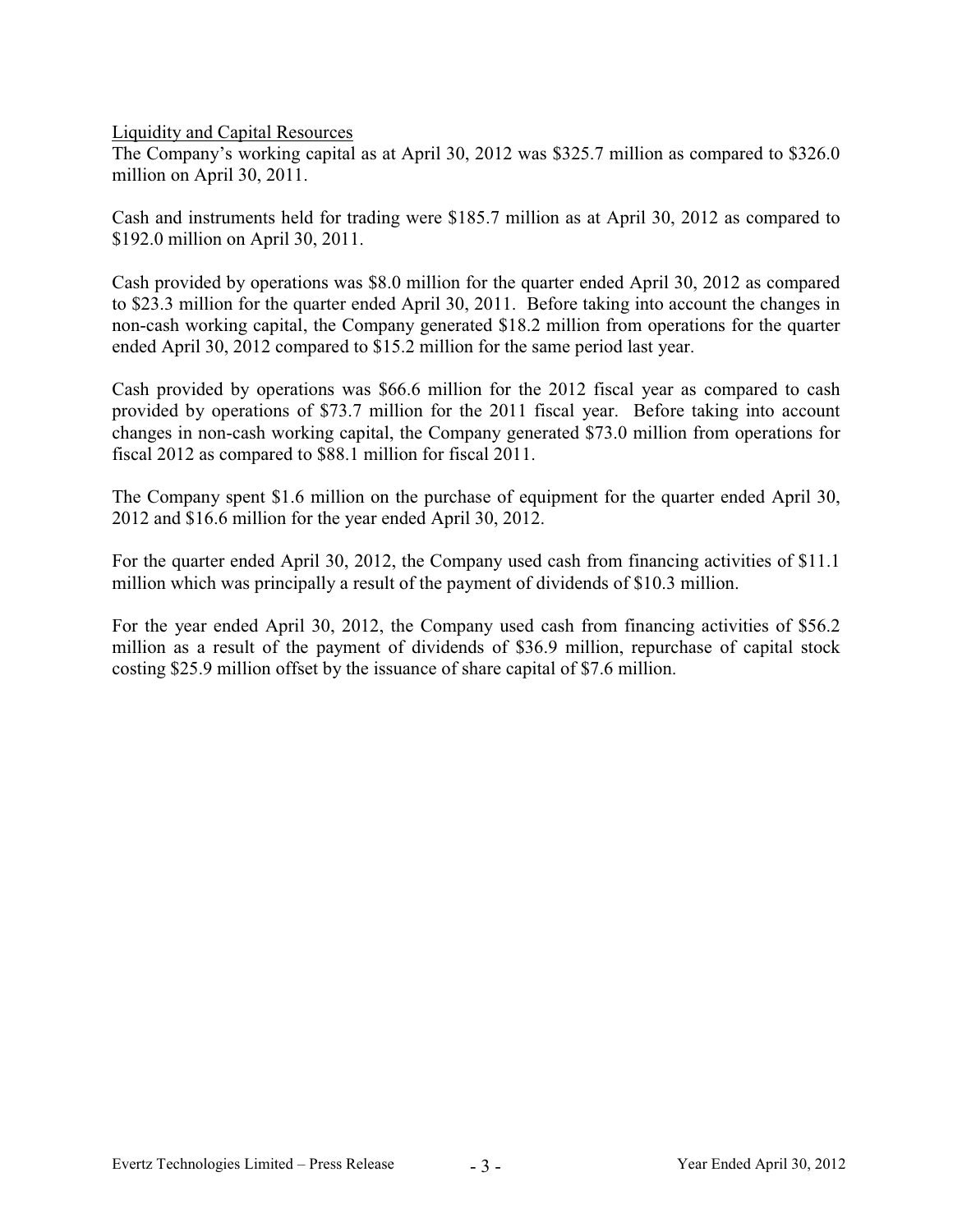## Liquidity and Capital Resources

The Company's working capital as at April 30, 2012 was $325.7 million as compared to $326.0 million on April 30, 2011.

Cash and instruments held for trading were $185.7 million as at April 30, 2012 as compared to $192.0 million on April 30, 2011.

Cash provided by operations was $8.0 million for the quarter ended April 30, 2012 as compared to $23.3 million for the quarter ended April 30, 2011. Before taking into account the changes in non-cash working capital, the Company generated $18.2 million from operations for the quarter ended April 30, 2012 compared to $15.2 million for the same period last year.

Cash provided by operations was $66.6 million for the 2012 fiscal year as compared to cash provided by operations of $73.7 million for the 2011 fiscal year. Before taking into account changes in non-cash working capital, the Company generated $73.0 million from operations for fiscal 2012 as compared to $88.1 million for fiscal 2011.

The Company spent $1.6 million on the purchase of equipment for the quarter ended April 30, 2012 and $16.6 million for the year ended April 30, 2012.

For the quarter ended April 30, 2012, the Company used cash from financing activities of $11.1 million which was principally a result of the payment of dividends of $10.3 million.

For the year ended April 30, 2012, the Company used cash from financing activities of $56.2 million as a result of the payment of dividends of $36.9 million, repurchase of capital stock costing $25.9 million offset by the issuance of share capital of $7.6 million.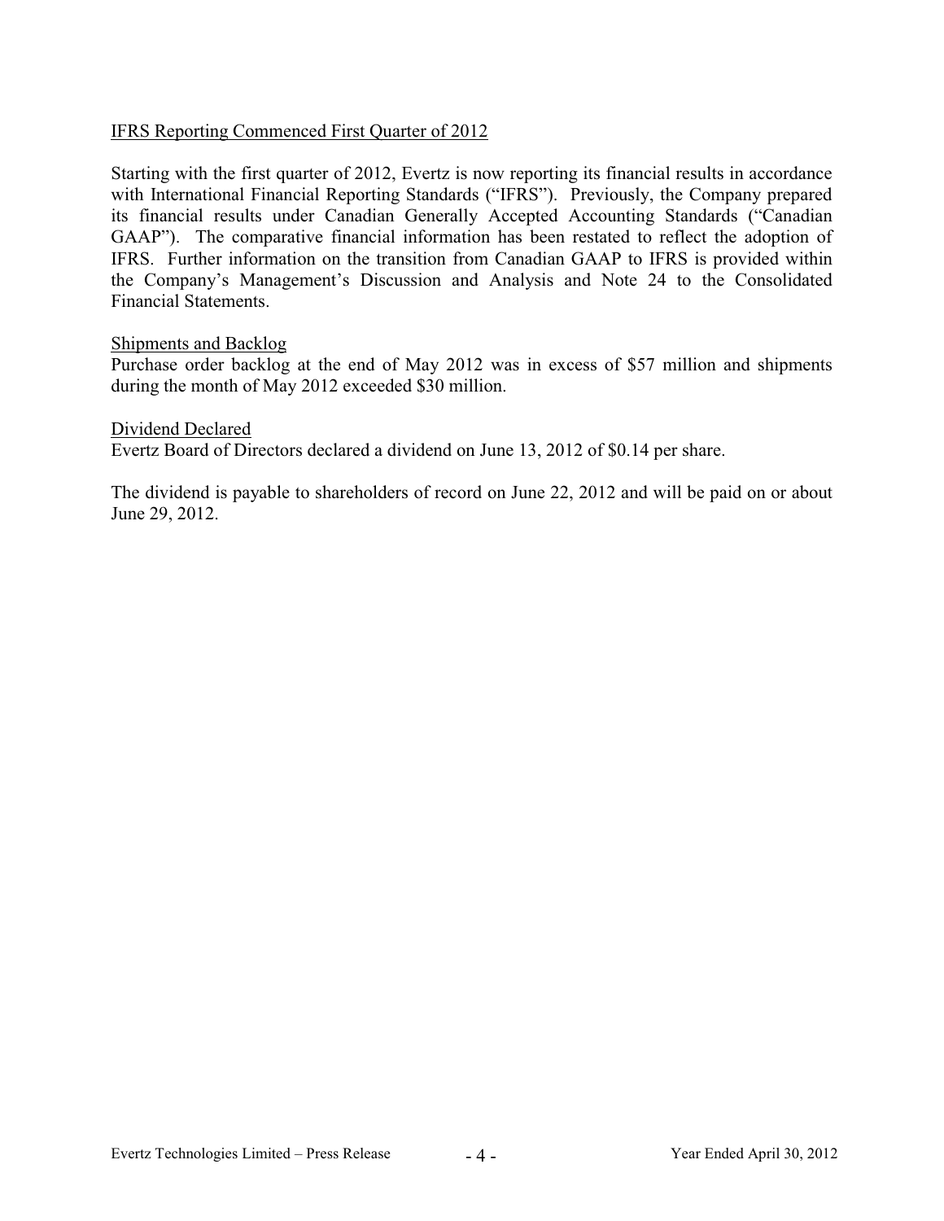## IFRS Reporting Commenced First Quarter of 2012

Starting with the first quarter of 2012, Evertz is now reporting its financial results in accordance with International Financial Reporting Standards ("IFRS"). Previously, the Company prepared its financial results under Canadian Generally Accepted Accounting Standards ("Canadian GAAP"). The comparative financial information has been restated to reflect the adoption of IFRS. Further information on the transition from Canadian GAAP to IFRS is provided within the Company's Management's Discussion and Analysis and Note 24 to the Consolidated Financial Statements.

## Shipments and Backlog

Purchase order backlog at the end of May 2012 was in excess of $57 million and shipments during the month of May 2012 exceeded $30 million.

## Dividend Declared

Evertz Board of Directors declared a dividend on June 13, 2012 of $0.14 per share.

The dividend is payable to shareholders of record on June 22, 2012 and will be paid on or about June 29, 2012.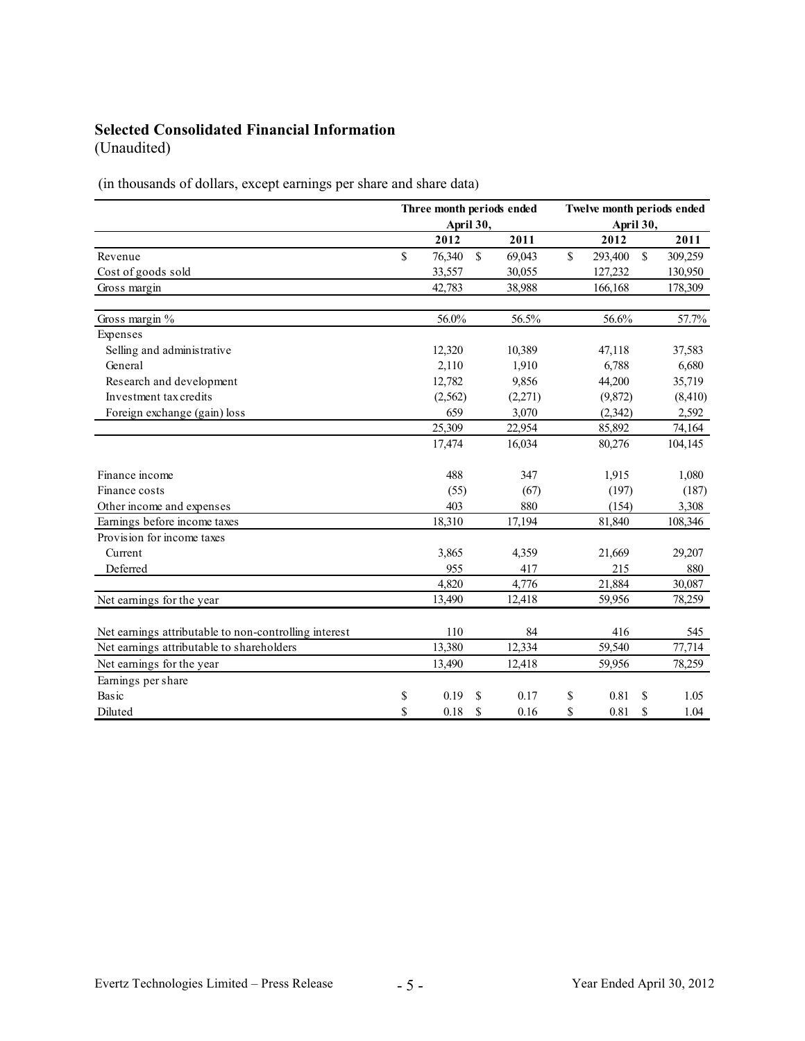## Selected Consolidated Financial Information

(Unaudited)

(in thousands of dollars, except earnings per share and share data)

| | Three month periods ended April 30, | | Twelve month periods ended April 30, | |
|---|---|---|---|---|
| | 2012 | 2011 | 2012 | 2011 |
| Revenue | $ 76,340 | $ 69,043 | $ 293,400 | $ 309,259 |
| Cost of goods sold | 33,557 | 30,055 | 127,232 | 130,950 |
| Gross margin | 42,783 | 38,988 | 166,168 | 178,309 |
| Gross margin % | 56.0% | 56.5% | 56.6% | 57.7% |
| Expenses | | | | |
| Selling and administrative | 12,320 | 10,389 | 47,118 | 37,583 |
| General | 2,110 | 1,910 | 6,788 | 6,680 |
| Research and development | 12,782 | 9,856 | 44,200 | 35,719 |
| Investment tax credits | (2,562) | (2,271) | (9,872) | (8,410) |
| Foreign exchange (gain) loss | 659 | 3,070 | (2,342) | 2,592 |
| | 25,309 | 22,954 | 85,892 | 74,164 |
| | 17,474 | 16,034 | 80,276 | 104,145 |
| Finance income | 488 | 347 | 1,915 | 1,080 |
| Finance costs | (55) | (67) | (197) | (187) |
| Other income and expenses | 403 | 880 | (154) | 3,308 |
| Earnings before income taxes | 18,310 | 17,194 | 81,840 | 108,346 |
| Provision for income taxes | | | | |
| Current | 3,865 | 4,359 | 21,669 | 29,207 |
| Deferred | 955 | 417 | 215 | 880 |
| | 4,820 | 4,776 | 21,884 | 30,087 |
| Net earnings for the year | 13,490 | 12,418 | 59,956 | 78,259 |
| Net earnings attributable to non-controlling interest | 110 | 84 | 416 | 545 |
| Net earnings attributable to shareholders | 13,380 | 12,334 | 59,540 | 77,714 |
| Net earnings for the year | 13,490 | 12,418 | 59,956 | 78,259 |
| Earnings per share | | | | |
| Basic | $ 0.19 | $ 0.17 | $ 0.81 | $ 1.05 |
| Diluted | $ 0.18 | $ 0.16 | $ 0.81 | $ 1.04 |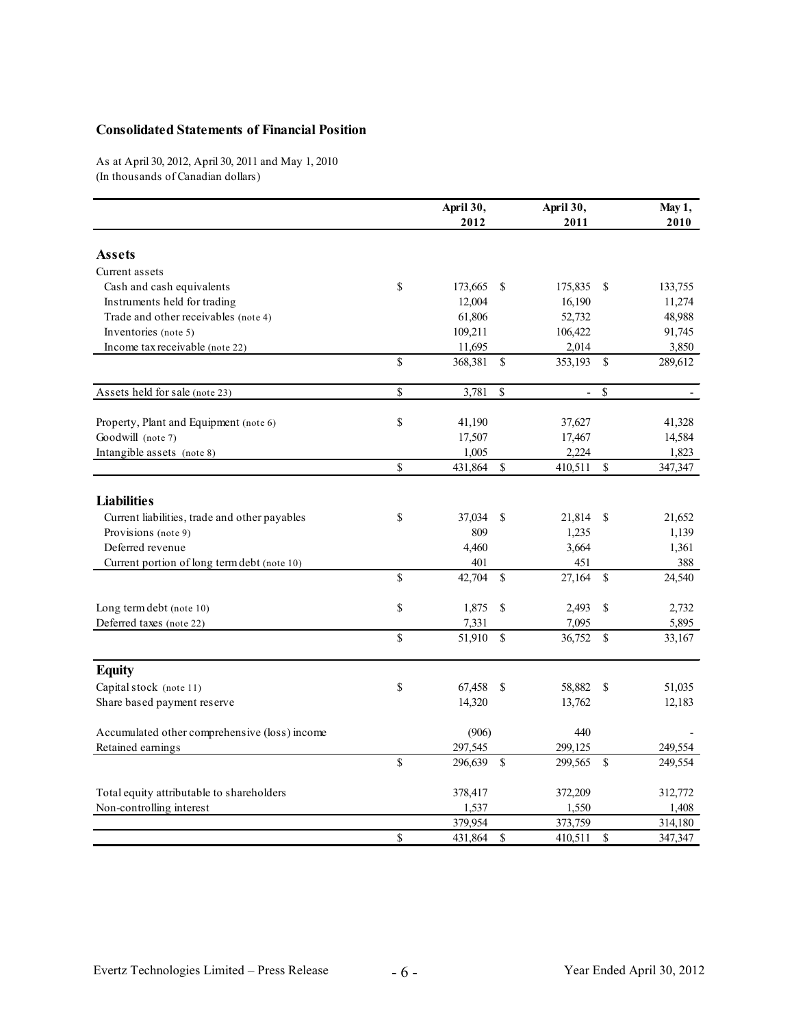## Consolidated Statements of Financial Position

As at April 30, 2012, April 30, 2011 and May 1, 2010
(In thousands of Canadian dollars)

| | April 30, 2012 | April 30, 2011 | May 1, 2010 |
|---|---|---|---|
| **Assets** | | | |
| Current assets | | | |
| Cash and cash equivalents | $ 173,665 | $ 175,835 | $ 133,755 |
| Instruments held for trading | 12,004 | 16,190 | 11,274 |
| Trade and other receivables (note 4) | 61,806 | 52,732 | 48,988 |
| Inventories (note 5) | 109,211 | 106,422 | 91,745 |
| Income tax receivable (note 22) | 11,695 | 2,014 | 3,850 |
| | $ 368,381 | $ 353,193 | $ 289,612 |
| Assets held for sale (note 23) | $ 3,781 | $ - | $ - |
| Property, Plant and Equipment (note 6) | $ 41,190 | 37,627 | 41,328 |
| Goodwill (note 7) | 17,507 | 17,467 | 14,584 |
| Intangible assets (note 8) | 1,005 | 2,224 | 1,823 |
| | $ 431,864 | $ 410,511 | $ 347,347 |
| **Liabilities** | | | |
| Current liabilities, trade and other payables | $ 37,034 | $ 21,814 | $ 21,652 |
| Provisions (note 9) | 809 | 1,235 | 1,139 |
| Deferred revenue | 4,460 | 3,664 | 1,361 |
| Current portion of long term debt (note 10) | 401 | 451 | 388 |
| | $ 42,704 | $ 27,164 | $ 24,540 |
| Long term debt (note 10) | $ 1,875 | $ 2,493 | $ 2,732 |
| Deferred taxes (note 22) | 7,331 | 7,095 | 5,895 |
| | $ 51,910 | $ 36,752 | $ 33,167 |
| **Equity** | | | |
| Capital stock (note 11) | $ 67,458 | $ 58,882 | $ 51,035 |
| Share based payment reserve | 14,320 | 13,762 | 12,183 |
| Accumulated other comprehensive (loss) income | (906) | 440 | - |
| Retained earnings | 297,545 | 299,125 | 249,554 |
| | $ 296,639 | $ 299,565 | $ 249,554 |
| Total equity attributable to shareholders | 378,417 | 372,209 | 312,772 |
| Non-controlling interest | 1,537 | 1,550 | 1,408 |
| | 379,954 | 373,759 | 314,180 |
| | $ 431,864 | $ 410,511 | $ 347,347 |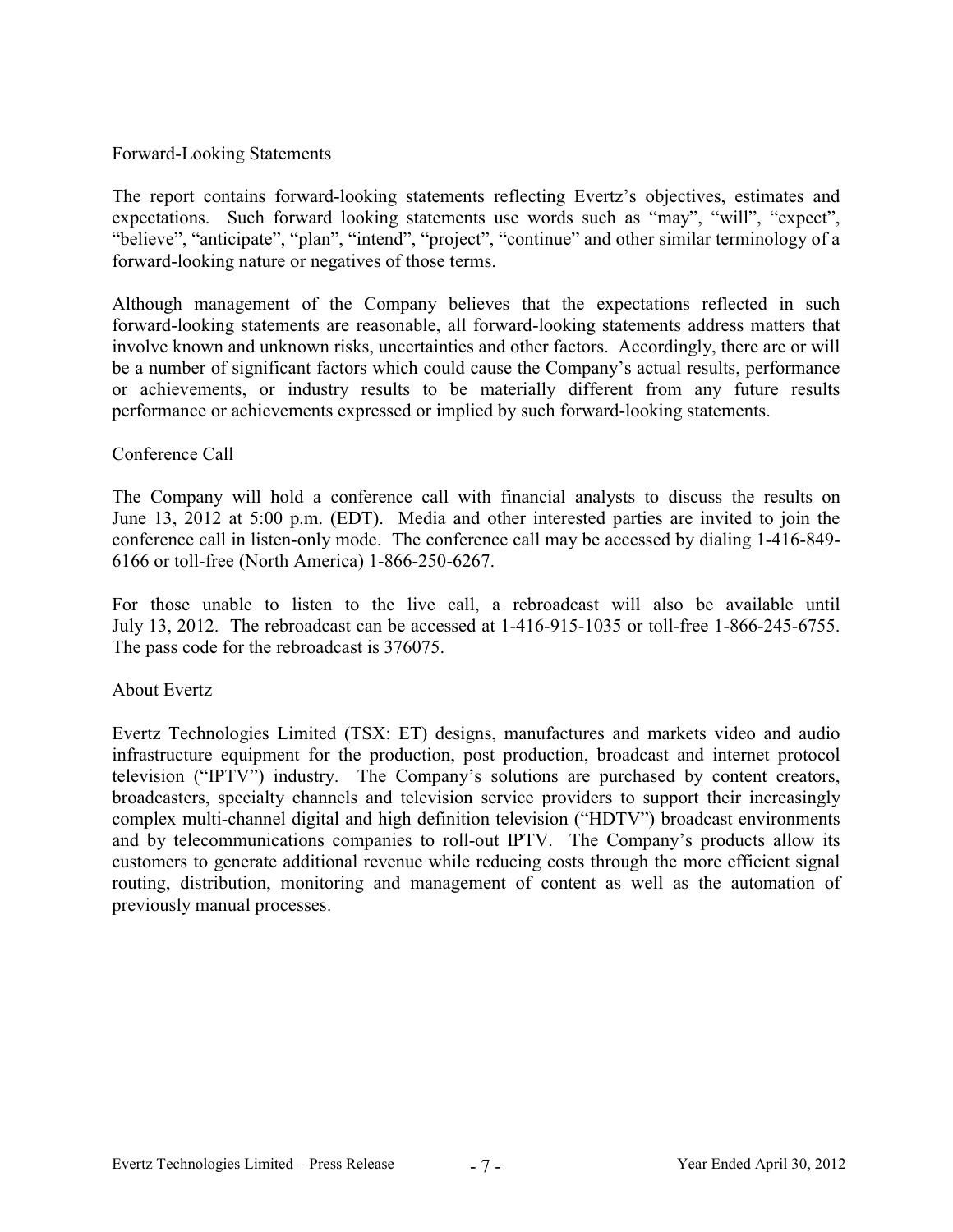## Forward-Looking Statements

The report contains forward-looking statements reflecting Evertz's objectives, estimates and expectations. Such forward looking statements use words such as "may", "will", "expect", "believe", "anticipate", "plan", "intend", "project", "continue" and other similar terminology of a forward-looking nature or negatives of those terms.

Although management of the Company believes that the expectations reflected in such forward-looking statements are reasonable, all forward-looking statements address matters that involve known and unknown risks, uncertainties and other factors. Accordingly, there are or will be a number of significant factors which could cause the Company's actual results, performance or achievements, or industry results to be materially different from any future results performance or achievements expressed or implied by such forward-looking statements.

## Conference Call

The Company will hold a conference call with financial analysts to discuss the results on June 13, 2012 at 5:00 p.m. (EDT). Media and other interested parties are invited to join the conference call in listen-only mode. The conference call may be accessed by dialing 1-416-849-6166 or toll-free (North America) 1-866-250-6267.

For those unable to listen to the live call, a rebroadcast will also be available until July 13, 2012. The rebroadcast can be accessed at 1-416-915-1035 or toll-free 1-866-245-6755. The pass code for the rebroadcast is 376075.

## About Evertz

Evertz Technologies Limited (TSX: ET) designs, manufactures and markets video and audio infrastructure equipment for the production, post production, broadcast and internet protocol television ("IPTV") industry. The Company's solutions are purchased by content creators, broadcasters, specialty channels and television service providers to support their increasingly complex multi-channel digital and high definition television ("HDTV") broadcast environments and by telecommunications companies to roll-out IPTV. The Company's products allow its customers to generate additional revenue while reducing costs through the more efficient signal routing, distribution, monitoring and management of content as well as the automation of previously manual processes.